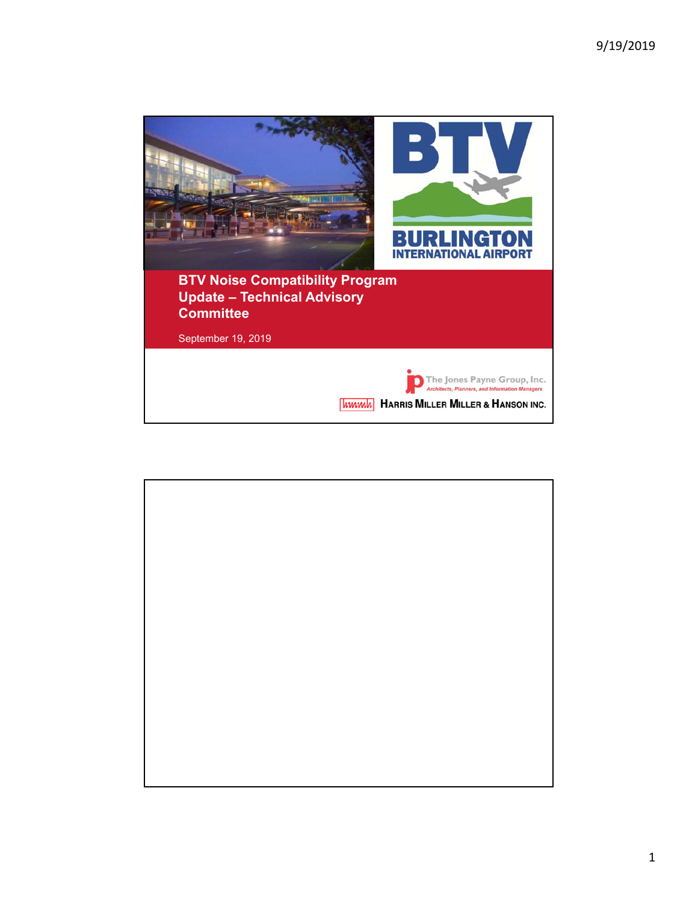# BTV Noise Compatibility Program Update – Technical Advisory Committee

September 19, 2019

BTV
BURLINGTON INTERNATIONAL AIRPORT

The Jones Payne Group, Inc.
*Architects, Planners, and Information Managers*

HARRIS MILLER MILLER & HANSON INC.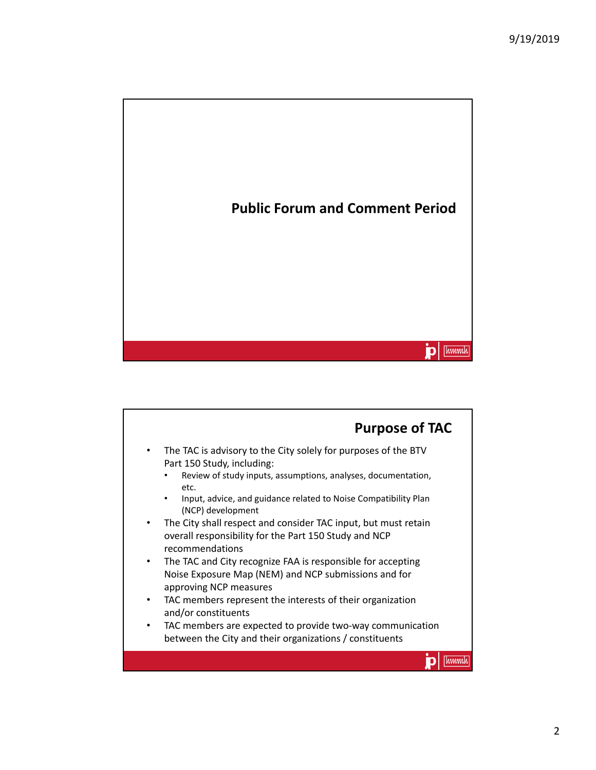## Public Forum and Comment Period

## Purpose of TAC

- The TAC is advisory to the City solely for purposes of the BTV Part 150 Study, including:
  - Review of study inputs, assumptions, analyses, documentation, etc.
  - Input, advice, and guidance related to Noise Compatibility Plan (NCP) development
- The City shall respect and consider TAC input, but must retain overall responsibility for the Part 150 Study and NCP recommendations
- The TAC and City recognize FAA is responsible for accepting Noise Exposure Map (NEM) and NCP submissions and for approving NCP measures
- TAC members represent the interests of their organization and/or constituents
- TAC members are expected to provide two-way communication between the City and their organizations / constituents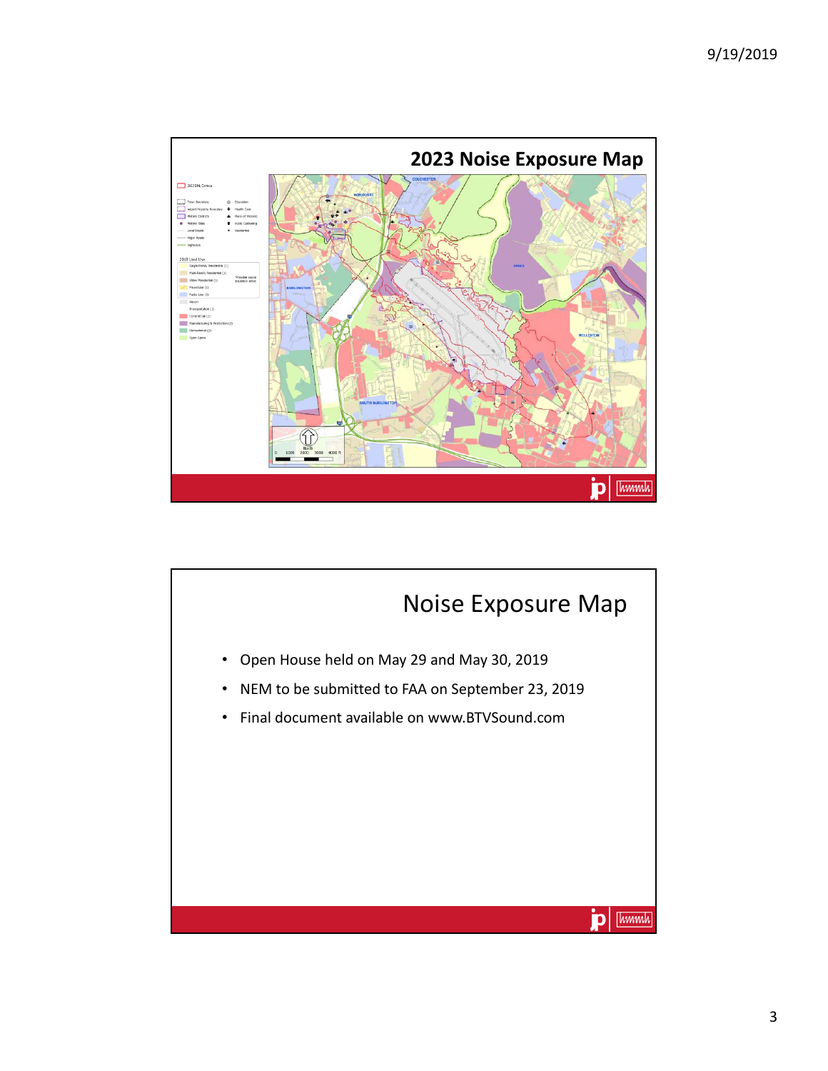## 2023 Noise Exposure Map

## Noise Exposure Map

- Open House held on May 29 and May 30, 2019
- NEM to be submitted to FAA on September 23, 2019
- Final document available on www.BTVSound.com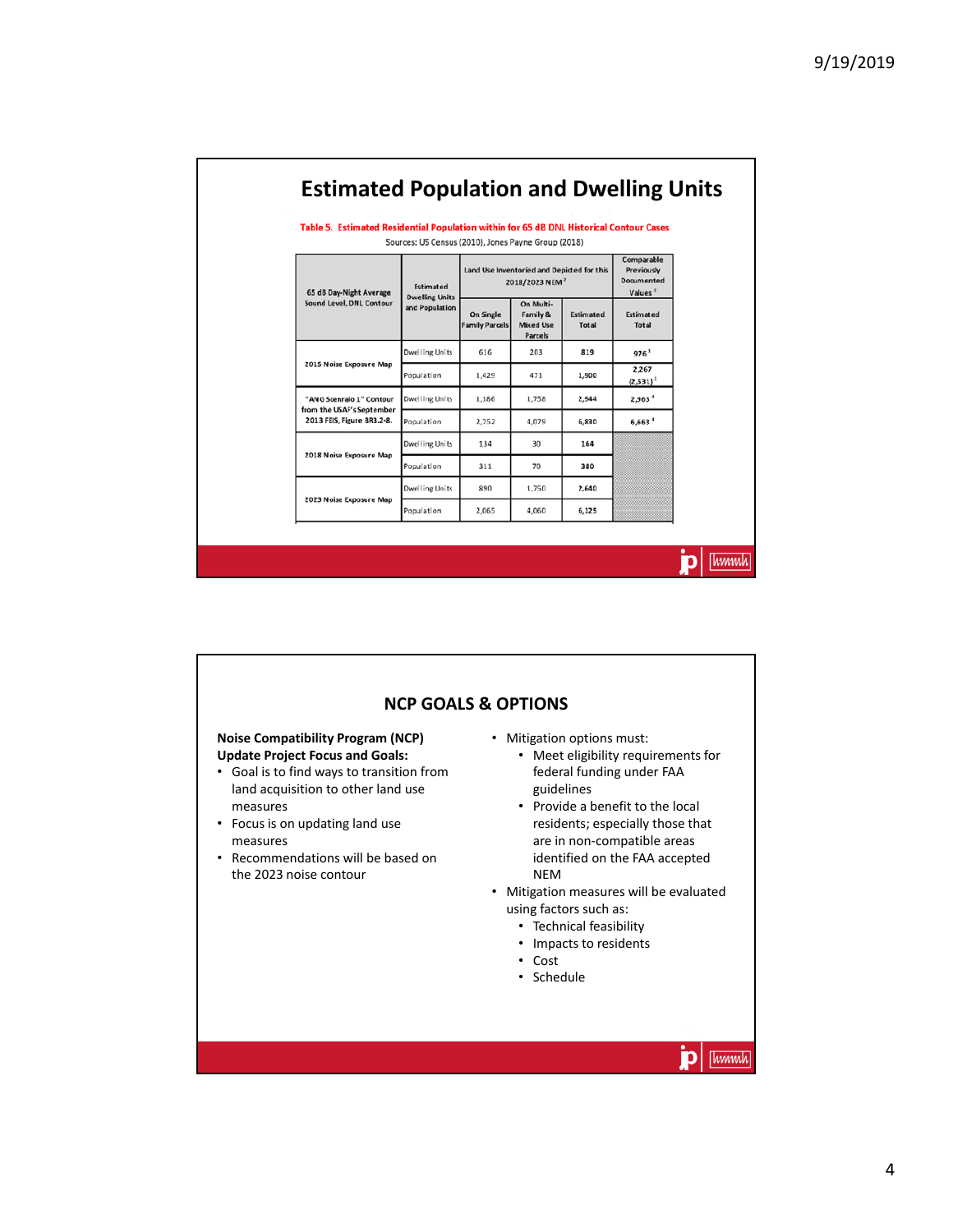# Estimated Population and Dwelling Units

**Table 5. Estimated Residential Population within for 65 dB DNL Historical Contour Cases**

Sources: US Census (2010), Jones Payne Group (2018)

| 65 dB Day-Night Average Sound Level, DNL Contour | Estimated Dwelling Units and Population | Land Use Inventoried and Depicted for this 2018/2023 NEM[2] | | | Comparable Previously Documented Values[3] |
|---|---|---|---|---|---|
| | | On Single Family Parcels | On Multi-Family & Mixed Use Parcels | Estimated Total | Estimated Total |
| 2015 Noise Exposure Map | Dwelling Units | 616 | 203 | 819 | 976[1] |
| | Population | 1,429 | 471 | 1,900 | 2,267 (2,531)[1] |
| "ANG Scenario 1" Contour from the USAF's September 2013 FEIS, Figure BR3.2-8. | Dwelling Units | 1,186 | 1,758 | 2,944 | 2,963[4] |
| | Population | 2,752 | 4,079 | 6,830 | 6,663[4] |
| 2018 Noise Exposure Map | Dwelling Units | 134 | 30 | 164 | |
| | Population | 311 | 70 | 380 | |
| 2023 Noise Exposure Map | Dwelling Units | 890 | 1,750 | 2,640 | |
| | Population | 2,065 | 4,060 | 6,125 | |

## NCP GOALS & OPTIONS

**Noise Compatibility Program (NCP) Update Project Focus and Goals:**

- Goal is to find ways to transition from land acquisition to other land use measures
- Focus is on updating land use measures
- Recommendations will be based on the 2023 noise contour

- Mitigation options must:
  - Meet eligibility requirements for federal funding under FAA guidelines
  - Provide a benefit to the local residents; especially those that are in non-compatible areas identified on the FAA accepted NEM
- Mitigation measures will be evaluated using factors such as:
  - Technical feasibility
  - Impacts to residents
  - Cost
  - Schedule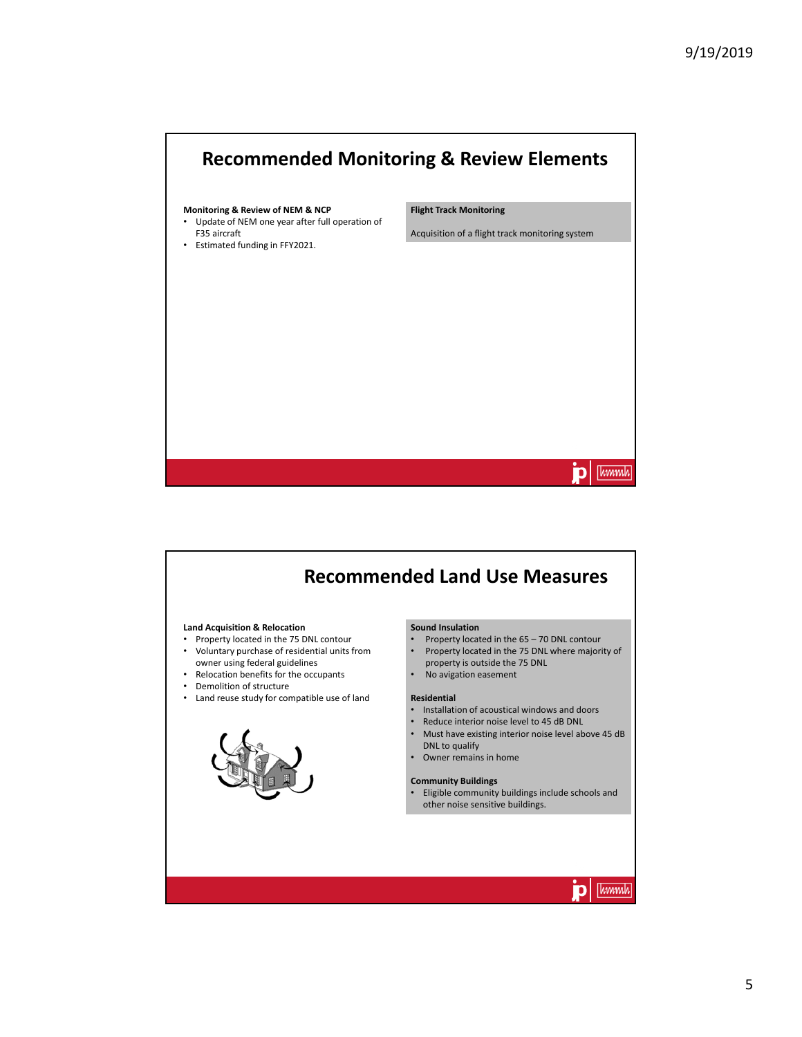# Recommended Monitoring & Review Elements

**Monitoring & Review of NEM & NCP**

- Update of NEM one year after full operation of F35 aircraft
- Estimated funding in FFY2021.

**Flight Track Monitoring**

Acquisition of a flight track monitoring system

# Recommended Land Use Measures

**Land Acquisition & Relocation**

- Property located in the 75 DNL contour
- Voluntary purchase of residential units from owner using federal guidelines
- Relocation benefits for the occupants
- Demolition of structure
- Land reuse study for compatible use of land

**Sound Insulation**

- Property located in the 65 – 70 DNL contour
- Property located in the 75 DNL where majority of property is outside the 75 DNL
- No avigation easement

**Residential**

- Installation of acoustical windows and doors
- Reduce interior noise level to 45 dB DNL
- Must have existing interior noise level above 45 dB DNL to qualify
- Owner remains in home

**Community Buildings**

- Eligible community buildings include schools and other noise sensitive buildings.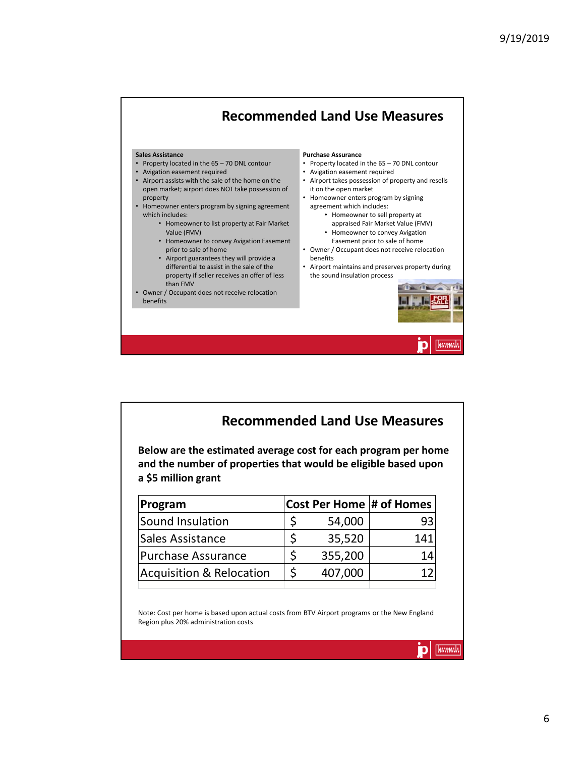## Recommended Land Use Measures

**Sales Assistance**

- Property located in the 65 – 70 DNL contour
- Avigation easement required
- Airport assists with the sale of the home on the open market; airport does NOT take possession of property
- Homeowner enters program by signing agreement which includes:
  - Homeowner to list property at Fair Market Value (FMV)
  - Homeowner to convey Avigation Easement prior to sale of home
  - Airport guarantees they will provide a differential to assist in the sale of the property if seller receives an offer of less than FMV
- Owner / Occupant does not receive relocation benefits

**Purchase Assurance**

- Property located in the 65 – 70 DNL contour
- Avigation easement required
- Airport takes possession of property and resells it on the open market
- Homeowner enters program by signing agreement which includes:
  - Homeowner to sell property at appraised Fair Market Value (FMV)
  - Homeowner to convey Avigation Easement prior to sale of home
- Owner / Occupant does not receive relocation benefits
- Airport maintains and preserves property during the sound insulation process

## Recommended Land Use Measures

**Below are the estimated average cost for each program per home and the number of properties that would be eligible based upon a $5 million grant**

| Program | Cost Per Home | # of Homes |
|---|---|---|
| Sound Insulation | $ 54,000 | 93 |
| Sales Assistance | $ 35,520 | 141 |
| Purchase Assurance | $ 355,200 | 14 |
| Acquisition & Relocation | $ 407,000 | 12 |

Note: Cost per home is based upon actual costs from BTV Airport programs or the New England Region plus 20% administration costs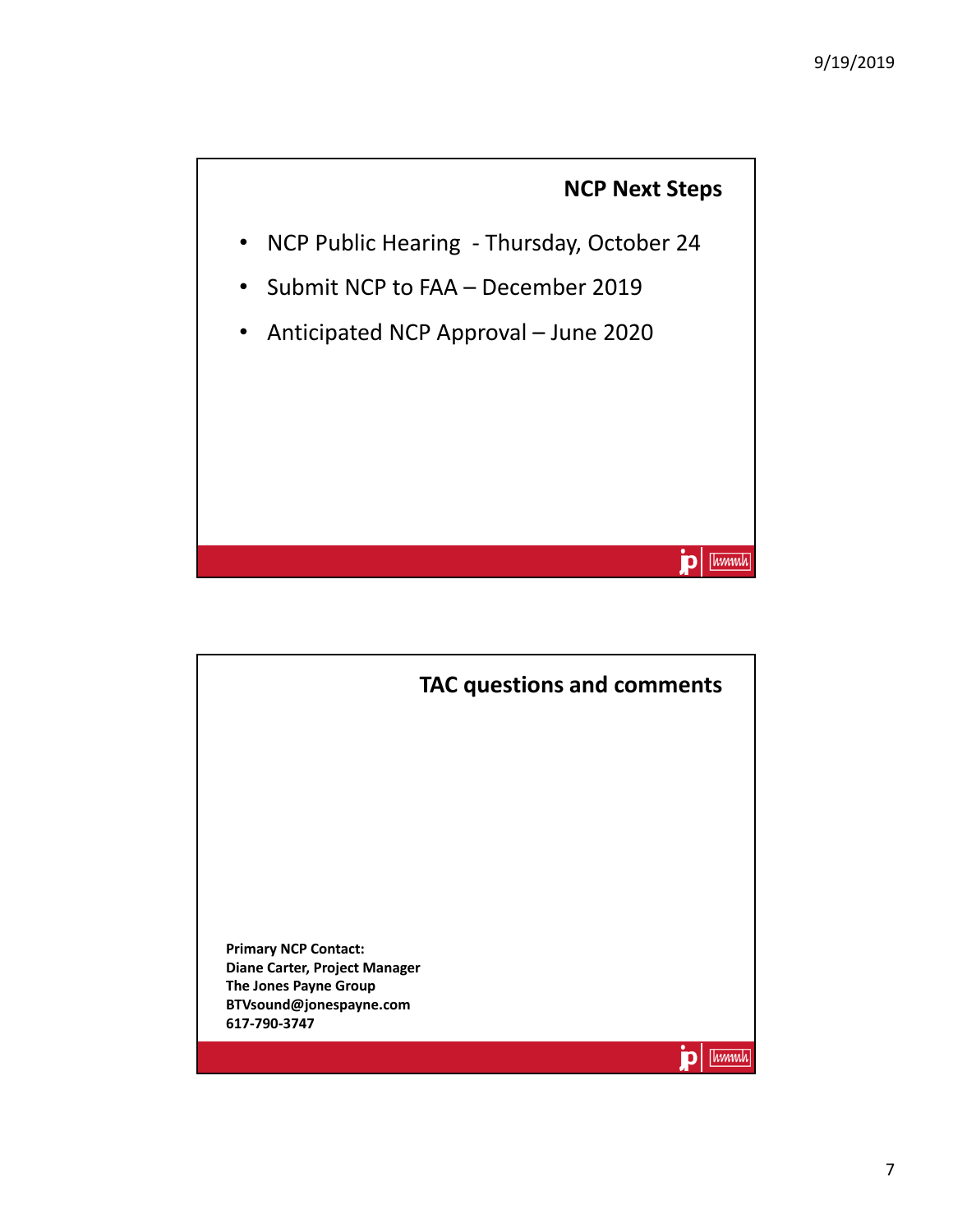## NCP Next Steps

- NCP Public Hearing - Thursday, October 24
- Submit NCP to FAA – December 2019
- Anticipated NCP Approval – June 2020

## TAC questions and comments

**Primary NCP Contact:**
**Diane Carter, Project Manager**
**The Jones Payne Group**
**BTVsound@jonespayne.com**
**617-790-3747**